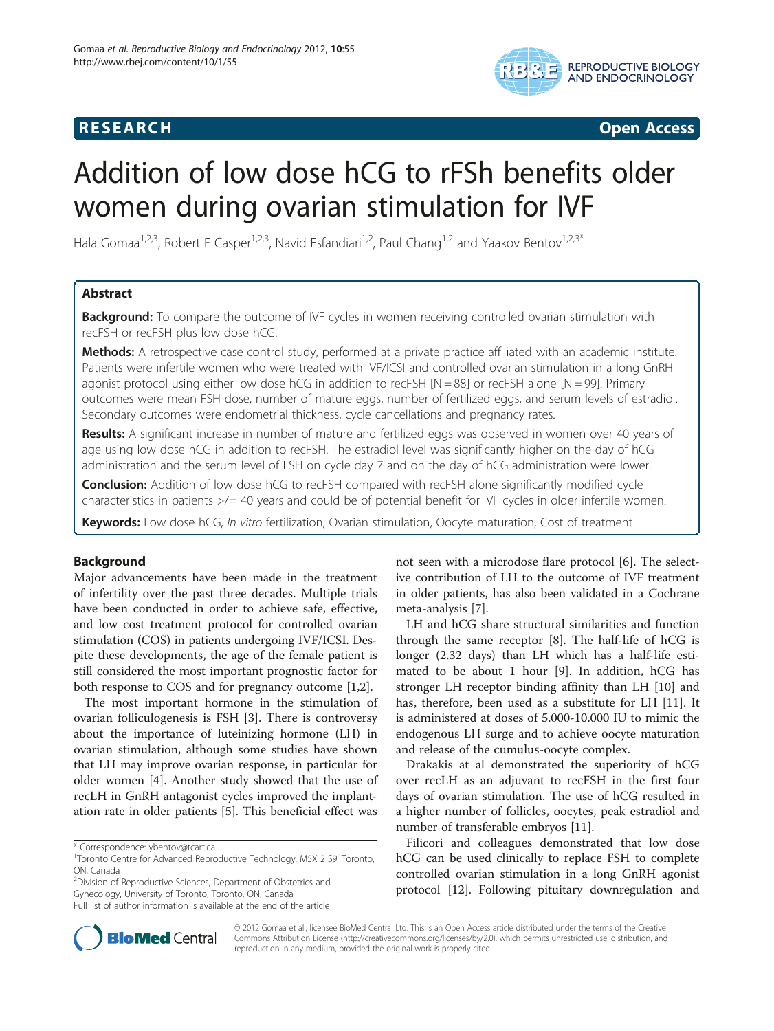**RESEARCH** **Open Access**

# Addition of low dose hCG to rFSh benefits older women during ovarian stimulation for IVF

Hala Gomaa[1,2,3], Robert F Casper[1,2,3], Navid Esfandiari[1,2], Paul Chang[1,2] and Yaakov Bentov[1,2,3*]

## Abstract

**Background:** To compare the outcome of IVF cycles in women receiving controlled ovarian stimulation with recFSH or recFSH plus low dose hCG.

**Methods:** A retrospective case control study, performed at a private practice affiliated with an academic institute. Patients were infertile women who were treated with IVF/ICSI and controlled ovarian stimulation in a long GnRH agonist protocol using either low dose hCG in addition to recFSH [N = 88] or recFSH alone [N = 99]. Primary outcomes were mean FSH dose, number of mature eggs, number of fertilized eggs, and serum levels of estradiol. Secondary outcomes were endometrial thickness, cycle cancellations and pregnancy rates.

**Results:** A significant increase in number of mature and fertilized eggs was observed in women over 40 years of age using low dose hCG in addition to recFSH. The estradiol level was significantly higher on the day of hCG administration and the serum level of FSH on cycle day 7 and on the day of hCG administration were lower.

**Conclusion:** Addition of low dose hCG to recFSH compared with recFSH alone significantly modified cycle characteristics in patients >/= 40 years and could be of potential benefit for IVF cycles in older infertile women.

**Keywords:** Low dose hCG, *In vitro* fertilization, Ovarian stimulation, Oocyte maturation, Cost of treatment

## Background

Major advancements have been made in the treatment of infertility over the past three decades. Multiple trials have been conducted in order to achieve safe, effective, and low cost treatment protocol for controlled ovarian stimulation (COS) in patients undergoing IVF/ICSI. Despite these developments, the age of the female patient is still considered the most important prognostic factor for both response to COS and for pregnancy outcome [1,2].

The most important hormone in the stimulation of ovarian folliculogenesis is FSH [3]. There is controversy about the importance of luteinizing hormone (LH) in ovarian stimulation, although some studies have shown that LH may improve ovarian response, in particular for older women [4]. Another study showed that the use of recLH in GnRH antagonist cycles improved the implantation rate in older patients [5]. This beneficial effect was not seen with a microdose flare protocol [6]. The selective contribution of LH to the outcome of IVF treatment in older patients, has also been validated in a Cochrane meta-analysis [7].

LH and hCG share structural similarities and function through the same receptor [8]. The half-life of hCG is longer (2.32 days) than LH which has a half-life estimated to be about 1 hour [9]. In addition, hCG has stronger LH receptor binding affinity than LH [10] and has, therefore, been used as a substitute for LH [11]. It is administered at doses of 5.000-10.000 IU to mimic the endogenous LH surge and to achieve oocyte maturation and release of the cumulus-oocyte complex.

Drakakis at al demonstrated the superiority of hCG over recLH as an adjuvant to recFSH in the first four days of ovarian stimulation. The use of hCG resulted in a higher number of follicles, oocytes, peak estradiol and number of transferable embryos [11].

Filicori and colleagues demonstrated that low dose hCG can be used clinically to replace FSH to complete controlled ovarian stimulation in a long GnRH agonist protocol [12]. Following pituitary downregulation and

\* Correspondence: ybentov@tcart.ca

[1]Toronto Centre for Advanced Reproductive Technology, M5X 2 S9, Toronto, ON, Canada

[2]Division of Reproductive Sciences, Department of Obstetrics and Gynecology, University of Toronto, Toronto, ON, Canada

Full list of author information is available at the end of the article

© 2012 Gomaa et al.; licensee BioMed Central Ltd. This is an Open Access article distributed under the terms of the Creative Commons Attribution License (http://creativecommons.org/licenses/by/2.0), which permits unrestricted use, distribution, and reproduction in any medium, provided the original work is properly cited.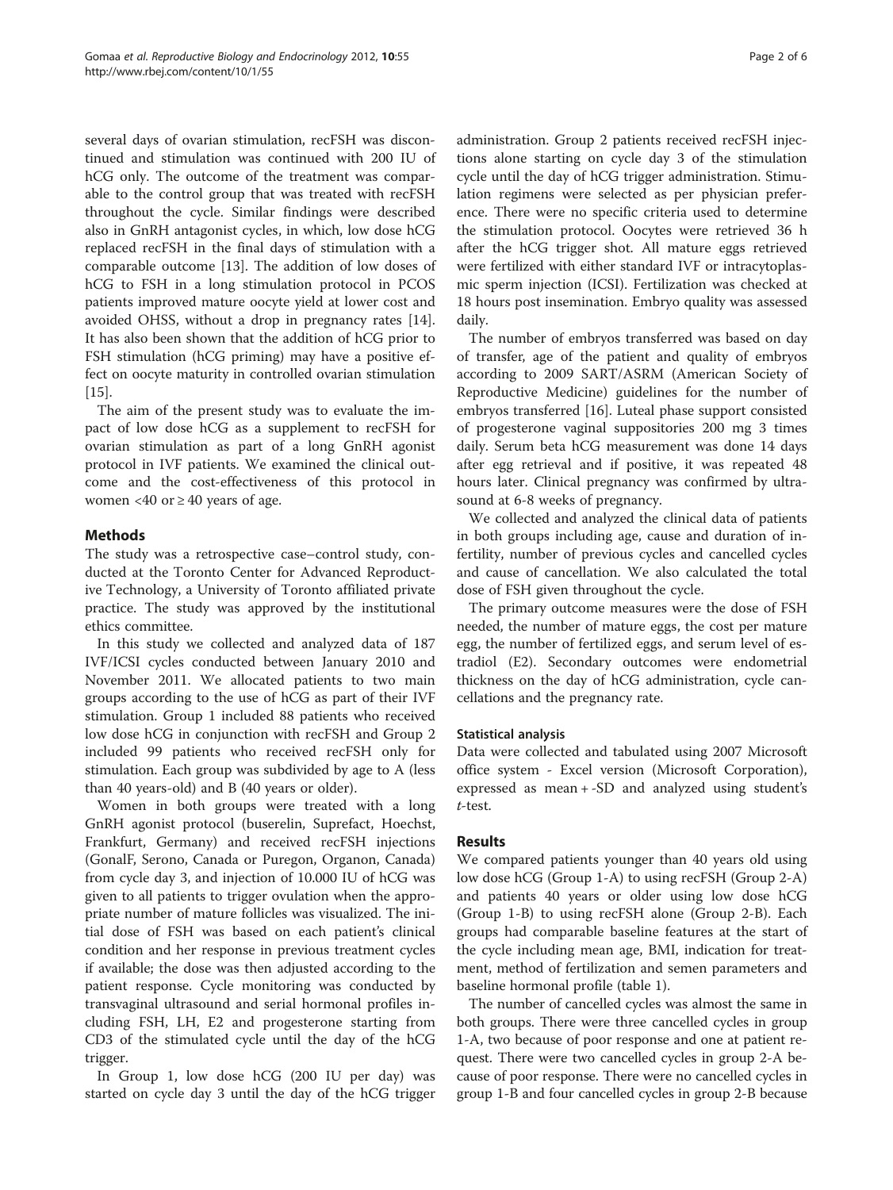several days of ovarian stimulation, recFSH was discontinued and stimulation was continued with 200 IU of hCG only. The outcome of the treatment was comparable to the control group that was treated with recFSH throughout the cycle. Similar findings were described also in GnRH antagonist cycles, in which, low dose hCG replaced recFSH in the final days of stimulation with a comparable outcome [13]. The addition of low doses of hCG to FSH in a long stimulation protocol in PCOS patients improved mature oocyte yield at lower cost and avoided OHSS, without a drop in pregnancy rates [14]. It has also been shown that the addition of hCG prior to FSH stimulation (hCG priming) may have a positive effect on oocyte maturity in controlled ovarian stimulation [15].

The aim of the present study was to evaluate the impact of low dose hCG as a supplement to recFSH for ovarian stimulation as part of a long GnRH agonist protocol in IVF patients. We examined the clinical outcome and the cost-effectiveness of this protocol in women <40 or ≥ 40 years of age.

## Methods

The study was a retrospective case–control study, conducted at the Toronto Center for Advanced Reproductive Technology, a University of Toronto affiliated private practice. The study was approved by the institutional ethics committee.

In this study we collected and analyzed data of 187 IVF/ICSI cycles conducted between January 2010 and November 2011. We allocated patients to two main groups according to the use of hCG as part of their IVF stimulation. Group 1 included 88 patients who received low dose hCG in conjunction with recFSH and Group 2 included 99 patients who received recFSH only for stimulation. Each group was subdivided by age to A (less than 40 years-old) and B (40 years or older).

Women in both groups were treated with a long GnRH agonist protocol (buserelin, Suprefact, Hoechst, Frankfurt, Germany) and received recFSH injections (GonalF, Serono, Canada or Puregon, Organon, Canada) from cycle day 3, and injection of 10.000 IU of hCG was given to all patients to trigger ovulation when the appropriate number of mature follicles was visualized. The initial dose of FSH was based on each patient's clinical condition and her response in previous treatment cycles if available; the dose was then adjusted according to the patient response. Cycle monitoring was conducted by transvaginal ultrasound and serial hormonal profiles including FSH, LH, E2 and progesterone starting from CD3 of the stimulated cycle until the day of the hCG trigger.

In Group 1, low dose hCG (200 IU per day) was started on cycle day 3 until the day of the hCG trigger administration. Group 2 patients received recFSH injections alone starting on cycle day 3 of the stimulation cycle until the day of hCG trigger administration. Stimulation regimens were selected as per physician preference. There were no specific criteria used to determine the stimulation protocol. Oocytes were retrieved 36 h after the hCG trigger shot. All mature eggs retrieved were fertilized with either standard IVF or intracytoplasmic sperm injection (ICSI). Fertilization was checked at 18 hours post insemination. Embryo quality was assessed daily.

The number of embryos transferred was based on day of transfer, age of the patient and quality of embryos according to 2009 SART/ASRM (American Society of Reproductive Medicine) guidelines for the number of embryos transferred [16]. Luteal phase support consisted of progesterone vaginal suppositories 200 mg 3 times daily. Serum beta hCG measurement was done 14 days after egg retrieval and if positive, it was repeated 48 hours later. Clinical pregnancy was confirmed by ultrasound at 6-8 weeks of pregnancy.

We collected and analyzed the clinical data of patients in both groups including age, cause and duration of infertility, number of previous cycles and cancelled cycles and cause of cancellation. We also calculated the total dose of FSH given throughout the cycle.

The primary outcome measures were the dose of FSH needed, the number of mature eggs, the cost per mature egg, the number of fertilized eggs, and serum level of estradiol (E2). Secondary outcomes were endometrial thickness on the day of hCG administration, cycle cancellations and the pregnancy rate.

### Statistical analysis

Data were collected and tabulated using 2007 Microsoft office system - Excel version (Microsoft Corporation), expressed as mean + -SD and analyzed using student's *t*-test.

## Results

We compared patients younger than 40 years old using low dose hCG (Group 1-A) to using recFSH (Group 2-A) and patients 40 years or older using low dose hCG (Group 1-B) to using recFSH alone (Group 2-B). Each groups had comparable baseline features at the start of the cycle including mean age, BMI, indication for treatment, method of fertilization and semen parameters and baseline hormonal profile (table 1).

The number of cancelled cycles was almost the same in both groups. There were three cancelled cycles in group 1-A, two because of poor response and one at patient request. There were two cancelled cycles in group 2-A because of poor response. There were no cancelled cycles in group 1-B and four cancelled cycles in group 2-B because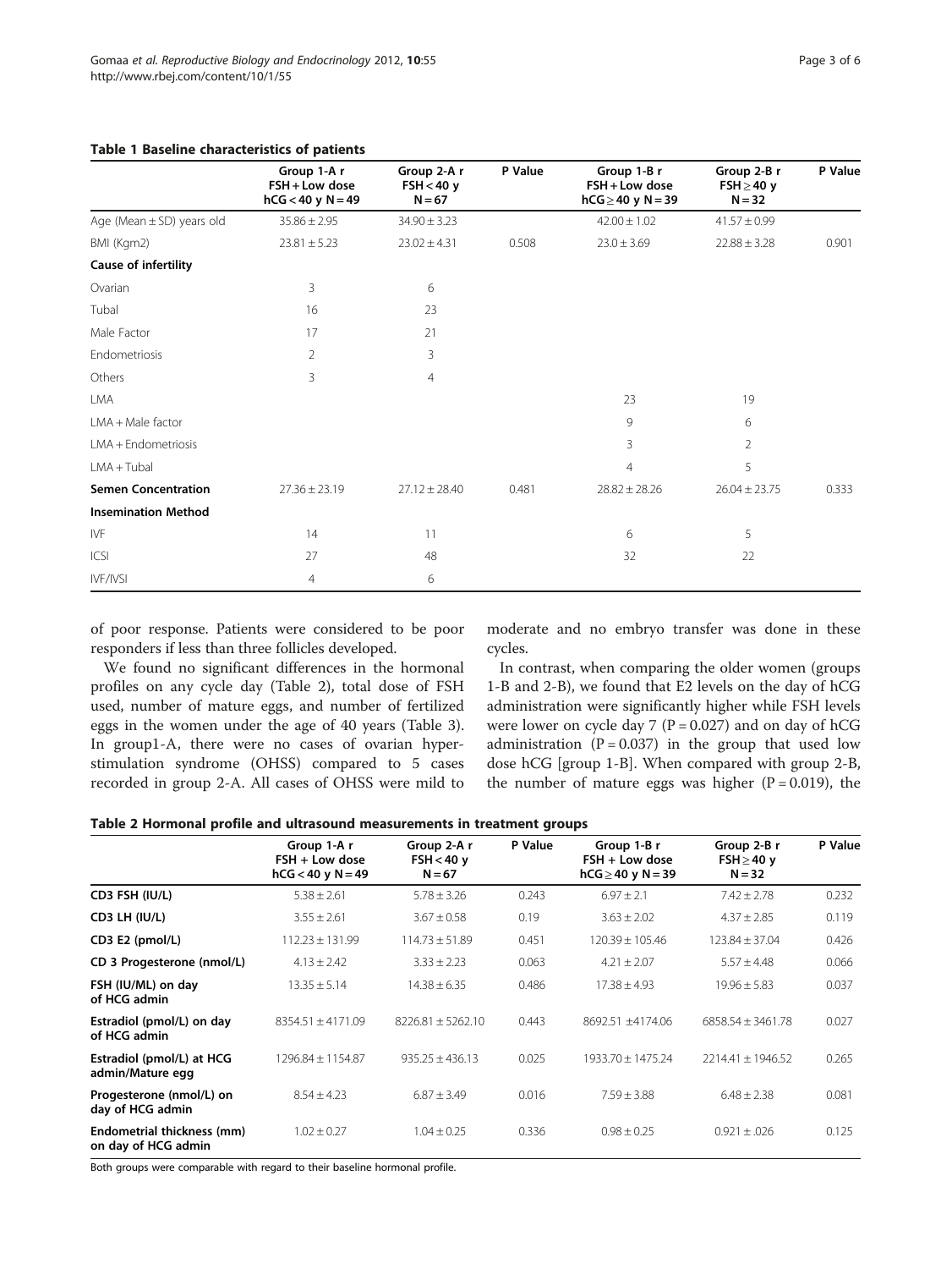**Table 1 Baseline characteristics of patients**

| | Group 1-A r FSH + Low dose hCG < 40 y N = 49 | Group 2-A r FSH < 40 y N = 67 | P Value | Group 1-B r FSH + Low dose hCG ≥ 40 y N = 39 | Group 2-B r FSH ≥ 40 y N = 32 | P Value |
|---|---|---|---|---|---|---|
| Age (Mean ± SD) years old | 35.86 ± 2.95 | 34.90 ± 3.23 | | 42.00 ± 1.02 | 41.57 ± 0.99 | |
| BMI (Kgm2) | 23.81 ± 5.23 | 23.02 ± 4.31 | 0.508 | 23.0 ± 3.69 | 22.88 ± 3.28 | 0.901 |
| **Cause of infertility** | | | | | | |
| Ovarian | 3 | 6 | | | | |
| Tubal | 16 | 23 | | | | |
| Male Factor | 17 | 21 | | | | |
| Endometriosis | 2 | 3 | | | | |
| Others | 3 | 4 | | | | |
| LMA | | | | 23 | 19 | |
| LMA + Male factor | | | | 9 | 6 | |
| LMA + Endometriosis | | | | 3 | 2 | |
| LMA + Tubal | | | | 4 | 5 | |
| **Semen Concentration** | 27.36 ± 23.19 | 27.12 ± 28.40 | 0.481 | 28.82 ± 28.26 | 26.04 ± 23.75 | 0.333 |
| **Insemination Method** | | | | | | |
| IVF | 14 | 11 | | 6 | 5 | |
| ICSI | 27 | 48 | | 32 | 22 | |
| IVF/IVSI | 4 | 6 | | | | |

of poor response. Patients were considered to be poor responders if less than three follicles developed.

We found no significant differences in the hormonal profiles on any cycle day (Table 2), total dose of FSH used, number of mature eggs, and number of fertilized eggs in the women under the age of 40 years (Table 3). In group1-A, there were no cases of ovarian hyperstimulation syndrome (OHSS) compared to 5 cases recorded in group 2-A. All cases of OHSS were mild to moderate and no embryo transfer was done in these cycles.

In contrast, when comparing the older women (groups 1-B and 2-B), we found that E2 levels on the day of hCG administration were significantly higher while FSH levels were lower on cycle day 7 ($P = 0.027$) and on day of hCG administration ($P = 0.037$) in the group that used low dose hCG [group 1-B]. When compared with group 2-B, the number of mature eggs was higher ($P = 0.019$), the

**Table 2 Hormonal profile and ultrasound measurements in treatment groups**

| | Group 1-A r FSH + Low dose hCG < 40 y N = 49 | Group 2-A r FSH < 40 y N = 67 | P Value | Group 1-B r FSH + Low dose hCG ≥ 40 y N = 39 | Group 2-B r FSH ≥ 40 y N = 32 | P Value |
|---|---|---|---|---|---|---|
| **CD3 FSH (IU/L)** | 5.38 ± 2.61 | 5.78 ± 3.26 | 0.243 | 6.97 ± 2.1 | 7.42 ± 2.78 | 0.232 |
| **CD3 LH (IU/L)** | 3.55 ± 2.61 | 3.67 ± 0.58 | 0.19 | 3.63 ± 2.02 | 4.37 ± 2.85 | 0.119 |
| **CD3 E2 (pmol/L)** | 112.23 ± 131.99 | 114.73 ± 51.89 | 0.451 | 120.39 ± 105.46 | 123.84 ± 37.04 | 0.426 |
| **CD 3 Progesterone (nmol/L)** | 4.13 ± 2.42 | 3.33 ± 2.23 | 0.063 | 4.21 ± 2.07 | 5.57 ± 4.48 | 0.066 |
| **FSH (IU/ML) on day of HCG admin** | 13.35 ± 5.14 | 14.38 ± 6.35 | 0.486 | 17.38 ± 4.93 | 19.96 ± 5.83 | 0.037 |
| **Estradiol (pmol/L) on day of HCG admin** | 8354.51 ± 4171.09 | 8226.81 ± 5262.10 | 0.443 | 8692.51 ±4174.06 | 6858.54 ± 3461.78 | 0.027 |
| **Estradiol (pmol/L) at HCG admin/Mature egg** | 1296.84 ± 1154.87 | 935.25 ± 436.13 | 0.025 | 1933.70 ± 1475.24 | 2214.41 ± 1946.52 | 0.265 |
| **Progesterone (nmol/L) on day of HCG admin** | 8.54 ± 4.23 | 6.87 ± 3.49 | 0.016 | 7.59 ± 3.88 | 6.48 ± 2.38 | 0.081 |
| **Endometrial thickness (mm) on day of HCG admin** | 1.02 ± 0.27 | 1.04 ± 0.25 | 0.336 | 0.98 ± 0.25 | 0.921 ± .026 | 0.125 |

Both groups were comparable with regard to their baseline hormonal profile.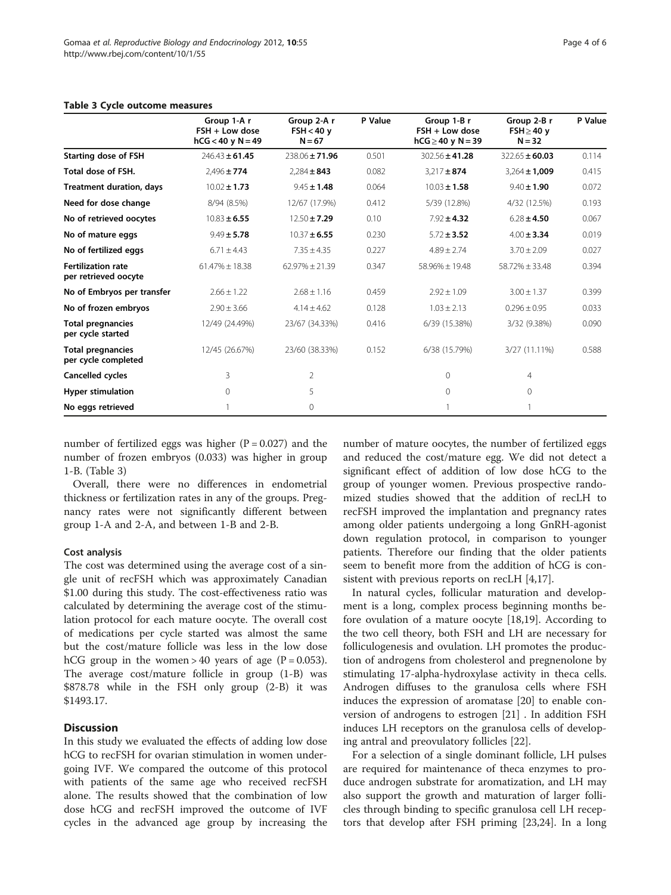**Table 3 Cycle outcome measures**

| | Group 1-A r FSH + Low dose hCG < 40 y N = 49 | Group 2-A r FSH < 40 y N = 67 | P Value | Group 1-B r FSH + Low dose hCG ≥ 40 y N = 39 | Group 2-B r FSH ≥ 40 y N = 32 | P Value |
|---|---|---|---|---|---|---|
| **Starting dose of FSH** | 246.43 ± **61.45** | 238.06 ± **71.96** | 0.501 | 302.56 ± **41.28** | 322.65 ± **60.03** | 0.114 |
| **Total dose of FSH.** | 2,496 ± **774** | 2,284 ± **843** | 0.082 | 3,217 ± **874** | 3,264 ± **1,009** | 0.415 |
| **Treatment duration, days** | 10.02 ± **1.73** | 9.45 ± **1.48** | 0.064 | 10.03 ± **1.58** | 9.40 ± **1.90** | 0.072 |
| **Need for dose change** | 8/94 (8.5%) | 12/67 (17.9%) | 0.412 | 5/39 (12.8%) | 4/32 (12.5%) | 0.193 |
| **No of retrieved oocytes** | 10.83 ± **6.55** | 12.50 ± **7.29** | 0.10 | 7.92 ± **4.32** | 6.28 ± **4.50** | 0.067 |
| **No of mature eggs** | 9.49 ± **5.78** | 10.37 ± **6.55** | 0.230 | 5.72 ± **3.52** | 4.00 ± **3.34** | 0.019 |
| **No of fertilized eggs** | 6.71 ± 4.43 | 7.35 ± 4.35 | 0.227 | 4.89 ± 2.74 | 3.70 ± 2.09 | 0.027 |
| **Fertilization rate per retrieved oocyte** | 61.47% ± 18.38 | 62.97% ± 21.39 | 0.347 | 58.96% ± 19.48 | 58.72% ± 33.48 | 0.394 |
| **No of Embryos per transfer** | 2.66 ± 1.22 | 2.68 ± 1.16 | 0.459 | 2.92 ± 1.09 | 3.00 ± 1.37 | 0.399 |
| **No of frozen embryos** | 2.90 ± 3.66 | 4.14 ± 4.62 | 0.128 | 1.03 ± 2.13 | 0.296 ± 0.95 | 0.033 |
| **Total pregnancies per cycle started** | 12/49 (24.49%) | 23/67 (34.33%) | 0.416 | 6/39 (15.38%) | 3/32 (9.38%) | 0.090 |
| **Total pregnancies per cycle completed** | 12/45 (26.67%) | 23/60 (38.33%) | 0.152 | 6/38 (15.79%) | 3/27 (11.11%) | 0.588 |
| **Cancelled cycles** | 3 | 2 | | 0 | 4 | |
| **Hyper stimulation** | 0 | 5 | | 0 | 0 | |
| **No eggs retrieved** | 1 | 0 | | 1 | 1 | |

number of fertilized eggs was higher (P = 0.027) and the number of frozen embryos (0.033) was higher in group 1-B. (Table 3)

Overall, there were no differences in endometrial thickness or fertilization rates in any of the groups. Pregnancy rates were not significantly different between group 1-A and 2-A, and between 1-B and 2-B.

### Cost analysis

The cost was determined using the average cost of a single unit of recFSH which was approximately Canadian $1.00 during this study. The cost-effectiveness ratio was calculated by determining the average cost of the stimulation protocol for each mature oocyte. The overall cost of medications per cycle started was almost the same but the cost/mature follicle was less in the low dose hCG group in the women > 40 years of age (P = 0.053). The average cost/mature follicle in group (1-B) was $878.78 while in the FSH only group (2-B) it was $1493.17.

## Discussion

In this study we evaluated the effects of adding low dose hCG to recFSH for ovarian stimulation in women undergoing IVF. We compared the outcome of this protocol with patients of the same age who received recFSH alone. The results showed that the combination of low dose hCG and recFSH improved the outcome of IVF cycles in the advanced age group by increasing the number of mature oocytes, the number of fertilized eggs and reduced the cost/mature egg. We did not detect a significant effect of addition of low dose hCG to the group of younger women. Previous prospective randomized studies showed that the addition of recLH to recFSH improved the implantation and pregnancy rates among older patients undergoing a long GnRH-agonist down regulation protocol, in comparison to younger patients. Therefore our finding that the older patients seem to benefit more from the addition of hCG is consistent with previous reports on recLH [4,17].

In natural cycles, follicular maturation and development is a long, complex process beginning months before ovulation of a mature oocyte [18,19]. According to the two cell theory, both FSH and LH are necessary for folliculogenesis and ovulation. LH promotes the production of androgens from cholesterol and pregnenolone by stimulating 17-alpha-hydroxylase activity in theca cells. Androgen diffuses to the granulosa cells where FSH induces the expression of aromatase [20] to enable conversion of androgens to estrogen [21] . In addition FSH induces LH receptors on the granulosa cells of developing antral and preovulatory follicles [22].

For a selection of a single dominant follicle, LH pulses are required for maintenance of theca enzymes to produce androgen substrate for aromatization, and LH may also support the growth and maturation of larger follicles through binding to specific granulosa cell LH receptors that develop after FSH priming [23,24]. In a long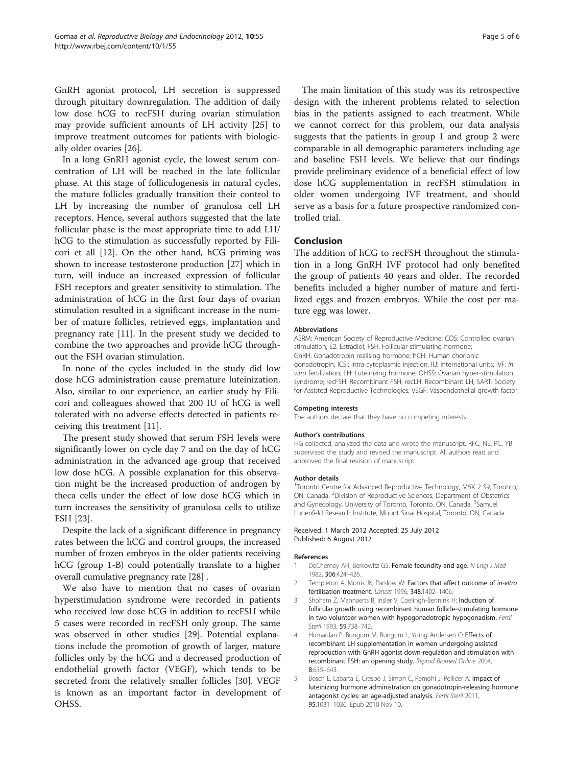GnRH agonist protocol, LH secretion is suppressed through pituitary downregulation. The addition of daily low dose hCG to recFSH during ovarian stimulation may provide sufficient amounts of LH activity [25] to improve treatment outcomes for patients with biologically older ovaries [26].

In a long GnRH agonist cycle, the lowest serum concentration of LH will be reached in the late follicular phase. At this stage of folliculogenesis in natural cycles, the mature follicles gradually transition their control to LH by increasing the number of granulosa cell LH receptors. Hence, several authors suggested that the late follicular phase is the most appropriate time to add LH/hCG to the stimulation as successfully reported by Filicori et all [12]. On the other hand, hCG priming was shown to increase testosterone production [27] which in turn, will induce an increased expression of follicular FSH receptors and greater sensitivity to stimulation. The administration of hCG in the first four days of ovarian stimulation resulted in a significant increase in the number of mature follicles, retrieved eggs, implantation and pregnancy rate [11]. In the present study we decided to combine the two approaches and provide hCG throughout the FSH ovarian stimulation.

In none of the cycles included in the study did low dose hCG administration cause premature luteinization. Also, similar to our experience, an earlier study by Filicori and colleagues showed that 200 IU of hCG is well tolerated with no adverse effects detected in patients receiving this treatment [11].

The present study showed that serum FSH levels were significantly lower on cycle day 7 and on the day of hCG administration in the advanced age group that received low dose hCG. A possible explanation for this observation might be the increased production of androgen by theca cells under the effect of low dose hCG which in turn increases the sensitivity of granulosa cells to utilize FSH [23].

Despite the lack of a significant difference in pregnancy rates between the hCG and control groups, the increased number of frozen embryos in the older patients receiving hCG (group 1-B) could potentially translate to a higher overall cumulative pregnancy rate [28] .

We also have to mention that no cases of ovarian hyperstimulation syndrome were recorded in patients who received low dose hCG in addition to recFSH while 5 cases were recorded in recFSH only group. The same was observed in other studies [29]. Potential explanations include the promotion of growth of larger, mature follicles only by the hCG and a decreased production of endothelial growth factor (VEGF), which tends to be secreted from the relatively smaller follicles [30]. VEGF is known as an important factor in development of OHSS.

The main limitation of this study was its retrospective design with the inherent problems related to selection bias in the patients assigned to each treatment. While we cannot correct for this problem, our data analysis suggests that the patients in group 1 and group 2 were comparable in all demographic parameters including age and baseline FSH levels. We believe that our findings provide preliminary evidence of a beneficial effect of low dose hCG supplementation in recFSH stimulation in older women undergoing IVF treatment, and should serve as a basis for a future prospective randomized controlled trial.

## Conclusion

The addition of hCG to recFSH throughout the stimulation in a long GnRH IVF protocol had only benefited the group of patients 40 years and older. The recorded benefits included a higher number of mature and fertilized eggs and frozen embryos. While the cost per mature egg was lower.

#### Abbreviations

ASRM: American Society of Reproductive Medicine; COS: Controlled ovarian stimulation; E2: Estradiol; FSH: Follicular stimulating hormone; GnRH: Gonadotropin realising hormone; hCH: Human chorionic gonadotropin; ICSI: Intra-cytoplasmic injection; IU: International units; IVF: *In vitro* fertilization; LH: Luteinizing hormone; OHSS: Ovarian hyper-stimulation syndrome; recFSH: Recombinant FSH; recLH: Recombinant LH; SART: Society for Assisted Reproductive Technologies; VEGF: Vasoendothelial growth factor.

#### Competing interests

The authors declare that they have no competing interests.

#### Author's contributions

HG collected, analyzed the data and wrote the manuscript. RFC, NE, PC, YB supervised the study and revised the manuscript. All authors read and approved the final revision of manuscript.

#### Author details

[1]Toronto Centre for Advanced Reproductive Technology, M5X 2 S9, Toronto, ON, Canada. [2]Division of Reproductive Sciences, Department of Obstetrics and Gynecology, University of Toronto, Toronto, ON, Canada. [3]Samuel Lunenfeld Research Institute, Mount Sinai Hospital, Toronto, ON, Canada.

Received: 1 March 2012 Accepted: 25 July 2012
Published: 6 August 2012

#### References

1. DeCherney AH, Berkowitz GS: **Female fecundity and age.** *N Engl J Med* 1982, **306**:424–426.
2. Templeton A, Morris JK, Parslow W: **Factors that affect outcome of *in-vitro* fertilisation treatment.** *Lancet* 1996, **348**:1402–1406.
3. Shoham Z, Mannaerts B, Insler V, Coelingh-Bennink H: **Induction of follicular growth using recombinant human follicle-stimulating hormone in two volunteer women with hypogonadotropic hypogonadism.** *Fertil Steril* 1993, **59**:738–742.
4. Humaidan P, Bungum M, Bungum L, Yding Andersen C: **Effects of recombinant LH supplementation in women undergoing assisted reproduction with GnRH agonist down-regulation and stimulation with recombinant FSH: an opening study.** *Reprod Biomed Online* 2004, **8**:635–643.
5. Bosch E, Labarta E, Crespo J, Simon C, Remohi J, Pellicer A: **Impact of luteinizing hormone administration on gonadotropin-releasing hormone antagonist cycles: an age-adjusted analysis.** *Fertil Steril* 2011, **95**:1031–1036. Epub 2010 Nov 10.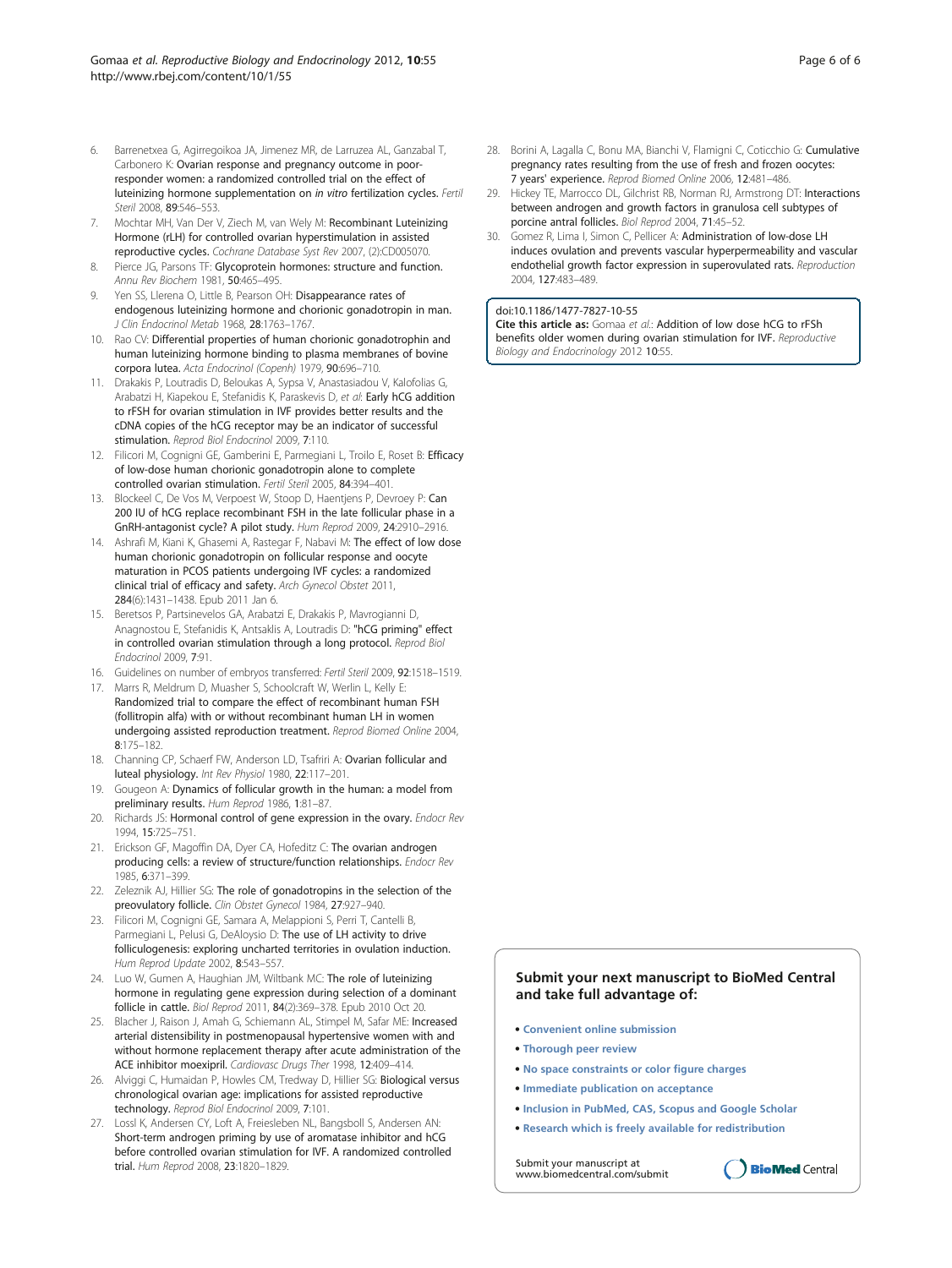6. Barrenetxea G, Agirregoikoa JA, Jimenez MR, de Larruzea AL, Ganzabal T, Carbonero K: **Ovarian response and pregnancy outcome in poor-responder women: a randomized controlled trial on the effect of luteinizing hormone supplementation on *in vitro* fertilization cycles.** *Fertil Steril* 2008, **89**:546–553.
7. Mochtar MH, Van Der V, Ziech M, van Wely M: **Recombinant Luteinizing Hormone (rLH) for controlled ovarian hyperstimulation in assisted reproductive cycles.** *Cochrane Database Syst Rev* 2007, (2):CD005070.
8. Pierce JG, Parsons TF: **Glycoprotein hormones: structure and function.** *Annu Rev Biochem* 1981, **50**:465–495.
9. Yen SS, Llerena O, Little B, Pearson OH: **Disappearance rates of endogenous luteinizing hormone and chorionic gonadotropin in man.** *J Clin Endocrinol Metab* 1968, **28**:1763–1767.
10. Rao CV: **Differential properties of human chorionic gonadotrophin and human luteinizing hormone binding to plasma membranes of bovine corpora lutea.** *Acta Endocrinol (Copenh)* 1979, **90**:696–710.
11. Drakakis P, Loutradis D, Beloukas A, Sypsa V, Anastasiadou V, Kalofolias G, Arabatzi H, Kiapekou E, Stefanidis K, Paraskevis D, *et al*: **Early hCG addition to rFSH for ovarian stimulation in IVF provides better results and the cDNA copies of the hCG receptor may be an indicator of successful stimulation.** *Reprod Biol Endocrinol* 2009, **7**:110.
12. Filicori M, Cognigni GE, Gamberini E, Parmegiani L, Troilo E, Roset B: **Efficacy of low-dose human chorionic gonadotropin alone to complete controlled ovarian stimulation.** *Fertil Steril* 2005, **84**:394–401.
13. Blockeel C, De Vos M, Verpoest W, Stoop D, Haentjens P, Devroey P: **Can 200 IU of hCG replace recombinant FSH in the late follicular phase in a GnRH-antagonist cycle? A pilot study.** *Hum Reprod* 2009, **24**:2910–2916.
14. Ashrafi M, Kiani K, Ghasemi A, Rastegar F, Nabavi M: **The effect of low dose human chorionic gonadotropin on follicular response and oocyte maturation in PCOS patients undergoing IVF cycles: a randomized clinical trial of efficacy and safety.** *Arch Gynecol Obstet* 2011, **284**(6):1431–1438. Epub 2011 Jan 6.
15. Beretsos P, Partsinevelos GA, Arabatzi E, Drakakis P, Mavrogianni D, Anagnostou E, Stefanidis K, Antsaklis A, Loutradis D: **"hCG priming" effect in controlled ovarian stimulation through a long protocol.** *Reprod Biol Endocrinol* 2009, **7**:91.
16. Guidelines on number of embryos transferred: *Fertil Steril* 2009, **92**:1518–1519.
17. Marrs R, Meldrum D, Muasher S, Schoolcraft W, Werlin L, Kelly E: **Randomized trial to compare the effect of recombinant human FSH (follitropin alfa) with or without recombinant human LH in women undergoing assisted reproduction treatment.** *Reprod Biomed Online* 2004, **8**:175–182.
18. Channing CP, Schaerf FW, Anderson LD, Tsafriri A: **Ovarian follicular and luteal physiology.** *Int Rev Physiol* 1980, **22**:117–201.
19. Gougeon A: **Dynamics of follicular growth in the human: a model from preliminary results.** *Hum Reprod* 1986, **1**:81–87.
20. Richards JS: **Hormonal control of gene expression in the ovary.** *Endocr Rev* 1994, **15**:725–751.
21. Erickson GF, Magoffin DA, Dyer CA, Hofeditz C: **The ovarian androgen producing cells: a review of structure/function relationships.** *Endocr Rev* 1985, **6**:371–399.
22. Zeleznik AJ, Hillier SG: **The role of gonadotropins in the selection of the preovulatory follicle.** *Clin Obstet Gynecol* 1984, **27**:927–940.
23. Filicori M, Cognigni GE, Samara A, Melappioni S, Perri T, Cantelli B, Parmegiani L, Pelusi G, DeAloysio D: **The use of LH activity to drive folliculogenesis: exploring uncharted territories in ovulation induction.** *Hum Reprod Update* 2002, **8**:543–557.
24. Luo W, Gumen A, Haughian JM, Wiltbank MC: **The role of luteinizing hormone in regulating gene expression during selection of a dominant follicle in cattle.** *Biol Reprod* 2011, **84**(2):369–378. Epub 2010 Oct 20.
25. Blacher J, Raison J, Amah G, Schiemann AL, Stimpel M, Safar ME: **Increased arterial distensibility in postmenopausal hypertensive women with and without hormone replacement therapy after acute administration of the ACE inhibitor moexipril.** *Cardiovasc Drugs Ther* 1998, **12**:409–414.
26. Alviggi C, Humaidan P, Howles CM, Tredway D, Hillier SG: **Biological versus chronological ovarian age: implications for assisted reproductive technology.** *Reprod Biol Endocrinol* 2009, **7**:101.
27. Lossl K, Andersen CY, Loft A, Freiesleben NL, Bangsboll S, Andersen AN: **Short-term androgen priming by use of aromatase inhibitor and hCG before controlled ovarian stimulation for IVF. A randomized controlled trial.** *Hum Reprod* 2008, **23**:1820–1829.
28. Borini A, Lagalla C, Bonu MA, Bianchi V, Flamigni C, Coticchio G: **Cumulative pregnancy rates resulting from the use of fresh and frozen oocytes: 7 years' experience.** *Reprod Biomed Online* 2006, **12**:481–486.
29. Hickey TE, Marrocco DL, Gilchrist RB, Norman RJ, Armstrong DT: **Interactions between androgen and growth factors in granulosa cell subtypes of porcine antral follicles.** *Biol Reprod* 2004, **71**:45–52.
30. Gomez R, Lima I, Simon C, Pellicer A: **Administration of low-dose LH induces ovulation and prevents vascular hyperpermeability and vascular endothelial growth factor expression in superovulated rats.** *Reproduction* 2004, **127**:483–489.

doi:10.1186/1477-7827-10-55

**Cite this article as:** Gomaa *et al.*: Addition of low dose hCG to rFSh benefits older women during ovarian stimulation for IVF. *Reproductive Biology and Endocrinology* 2012 **10**:55.

**Submit your next manuscript to BioMed Central and take full advantage of:**

- **Convenient online submission**
- **Thorough peer review**
- **No space constraints or color figure charges**
- **Immediate publication on acceptance**
- **Inclusion in PubMed, CAS, Scopus and Google Scholar**
- **Research which is freely available for redistribution**

Submit your manuscript at www.biomedcentral.com/submit

BioMed Central